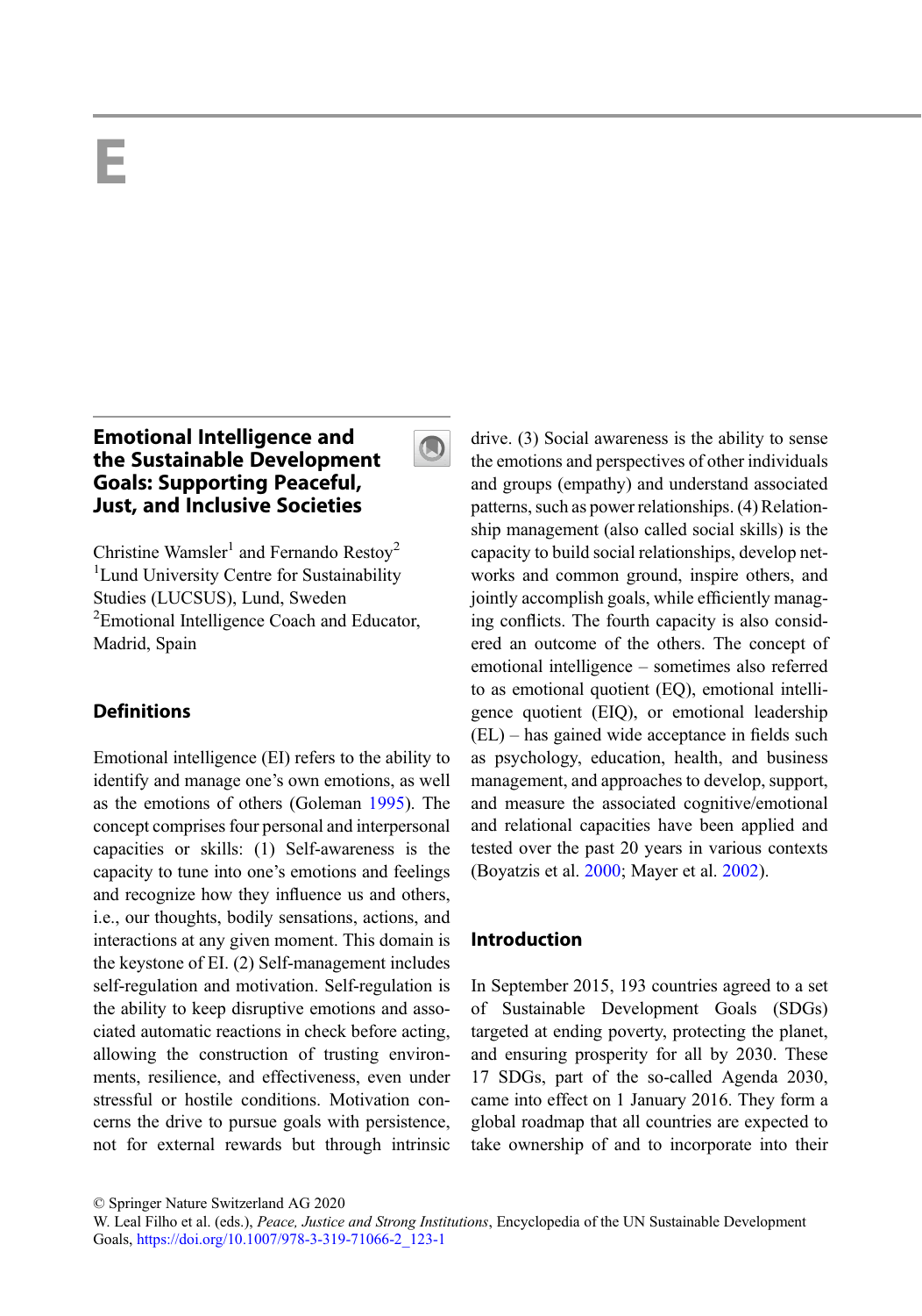# E

## Emotional Intelligence and the Sustainable Development Goals: Supporting Peaceful, Just, and Inclusive Societies

Christine Wamsler[1] and Fernando Restoy[2]
[1]Lund University Centre for Sustainability Studies (LUCSUS), Lund, Sweden
[2]Emotional Intelligence Coach and Educator, Madrid, Spain

### Definitions

Emotional intelligence (EI) refers to the ability to identify and manage one's own emotions, as well as the emotions of others (Goleman 1995). The concept comprises four personal and interpersonal capacities or skills: (1) Self-awareness is the capacity to tune into one's emotions and feelings and recognize how they influence us and others, i.e., our thoughts, bodily sensations, actions, and interactions at any given moment. This domain is the keystone of EI. (2) Self-management includes self-regulation and motivation. Self-regulation is the ability to keep disruptive emotions and associated automatic reactions in check before acting, allowing the construction of trusting environments, resilience, and effectiveness, even under stressful or hostile conditions. Motivation concerns the drive to pursue goals with persistence, not for external rewards but through intrinsic drive. (3) Social awareness is the ability to sense the emotions and perspectives of other individuals and groups (empathy) and understand associated patterns, such as power relationships. (4) Relationship management (also called social skills) is the capacity to build social relationships, develop networks and common ground, inspire others, and jointly accomplish goals, while efficiently managing conflicts. The fourth capacity is also considered an outcome of the others. The concept of emotional intelligence – sometimes also referred to as emotional quotient (EQ), emotional intelligence quotient (EIQ), or emotional leadership (EL) – has gained wide acceptance in fields such as psychology, education, health, and business management, and approaches to develop, support, and measure the associated cognitive/emotional and relational capacities have been applied and tested over the past 20 years in various contexts (Boyatzis et al. 2000; Mayer et al. 2002).

### Introduction

In September 2015, 193 countries agreed to a set of Sustainable Development Goals (SDGs) targeted at ending poverty, protecting the planet, and ensuring prosperity for all by 2030. These 17 SDGs, part of the so-called Agenda 2030, came into effect on 1 January 2016. They form a global roadmap that all countries are expected to take ownership of and to incorporate into their

© Springer Nature Switzerland AG 2020
W. Leal Filho et al. (eds.), *Peace, Justice and Strong Institutions*, Encyclopedia of the UN Sustainable Development Goals, https://doi.org/10.1007/978-3-319-71066-2_123-1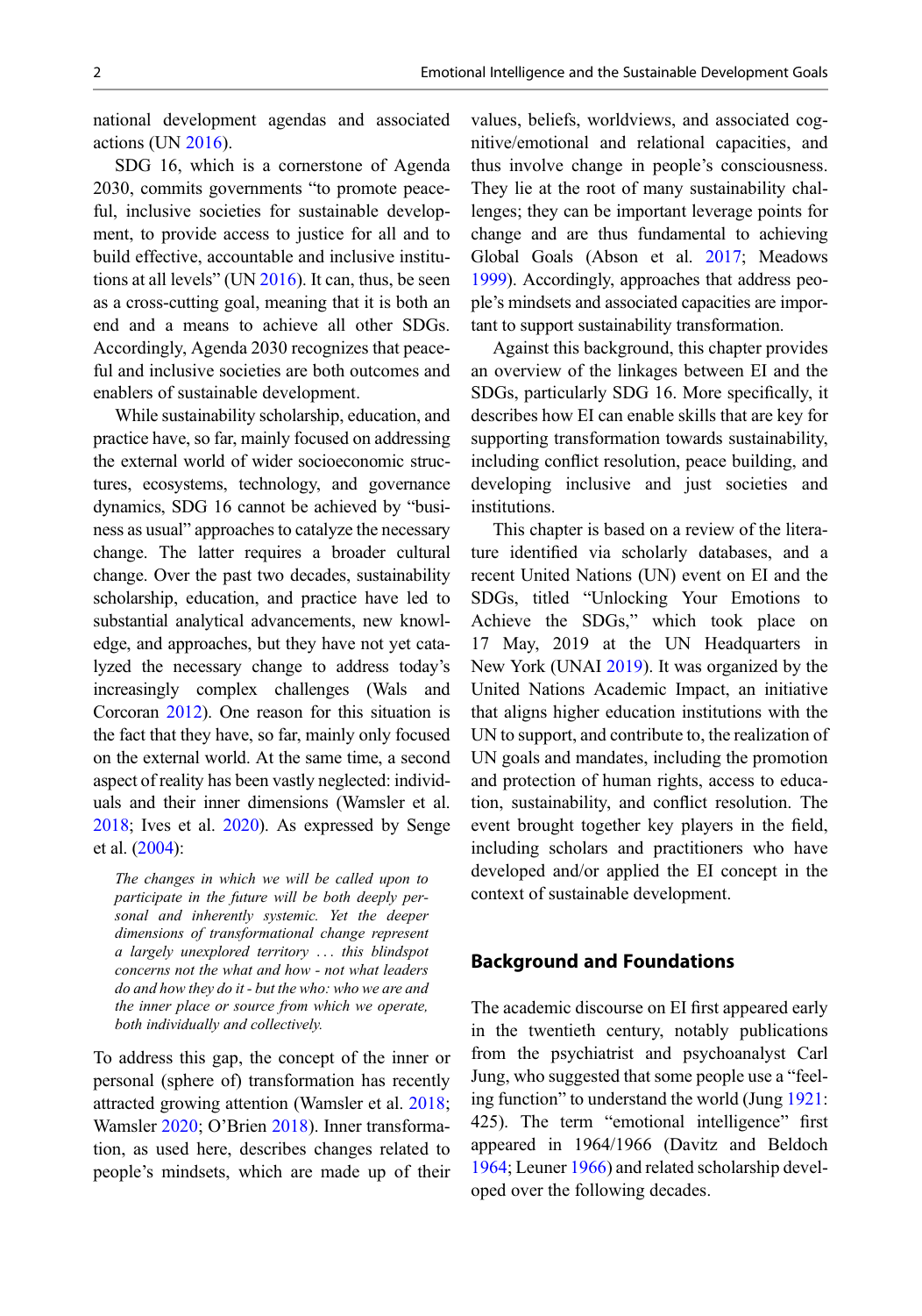national development agendas and associated actions (UN 2016).

SDG 16, which is a cornerstone of Agenda 2030, commits governments "to promote peaceful, inclusive societies for sustainable development, to provide access to justice for all and to build effective, accountable and inclusive institutions at all levels" (UN 2016). It can, thus, be seen as a cross-cutting goal, meaning that it is both an end and a means to achieve all other SDGs. Accordingly, Agenda 2030 recognizes that peaceful and inclusive societies are both outcomes and enablers of sustainable development.

While sustainability scholarship, education, and practice have, so far, mainly focused on addressing the external world of wider socioeconomic structures, ecosystems, technology, and governance dynamics, SDG 16 cannot be achieved by "business as usual" approaches to catalyze the necessary change. The latter requires a broader cultural change. Over the past two decades, sustainability scholarship, education, and practice have led to substantial analytical advancements, new knowledge, and approaches, but they have not yet catalyzed the necessary change to address today's increasingly complex challenges (Wals and Corcoran 2012). One reason for this situation is the fact that they have, so far, mainly only focused on the external world. At the same time, a second aspect of reality has been vastly neglected: individuals and their inner dimensions (Wamsler et al. 2018; Ives et al. 2020). As expressed by Senge et al. (2004):

> *The changes in which we will be called upon to participate in the future will be both deeply personal and inherently systemic. Yet the deeper dimensions of transformational change represent a largely unexplored territory ... this blindspot concerns not the what and how - not what leaders do and how they do it - but the who: who we are and the inner place or source from which we operate, both individually and collectively.*

To address this gap, the concept of the inner or personal (sphere of) transformation has recently attracted growing attention (Wamsler et al. 2018; Wamsler 2020; O'Brien 2018). Inner transformation, as used here, describes changes related to people's mindsets, which are made up of their values, beliefs, worldviews, and associated cognitive/emotional and relational capacities, and thus involve change in people's consciousness. They lie at the root of many sustainability challenges; they can be important leverage points for change and are thus fundamental to achieving Global Goals (Abson et al. 2017; Meadows 1999). Accordingly, approaches that address people's mindsets and associated capacities are important to support sustainability transformation.

Against this background, this chapter provides an overview of the linkages between EI and the SDGs, particularly SDG 16. More specifically, it describes how EI can enable skills that are key for supporting transformation towards sustainability, including conflict resolution, peace building, and developing inclusive and just societies and institutions.

This chapter is based on a review of the literature identified via scholarly databases, and a recent United Nations (UN) event on EI and the SDGs, titled "Unlocking Your Emotions to Achieve the SDGs," which took place on 17 May, 2019 at the UN Headquarters in New York (UNAI 2019). It was organized by the United Nations Academic Impact, an initiative that aligns higher education institutions with the UN to support, and contribute to, the realization of UN goals and mandates, including the promotion and protection of human rights, access to education, sustainability, and conflict resolution. The event brought together key players in the field, including scholars and practitioners who have developed and/or applied the EI concept in the context of sustainable development.

## Background and Foundations

The academic discourse on EI first appeared early in the twentieth century, notably publications from the psychiatrist and psychoanalyst Carl Jung, who suggested that some people use a "feeling function" to understand the world (Jung 1921: 425). The term "emotional intelligence" first appeared in 1964/1966 (Davitz and Beldoch 1964; Leuner 1966) and related scholarship developed over the following decades.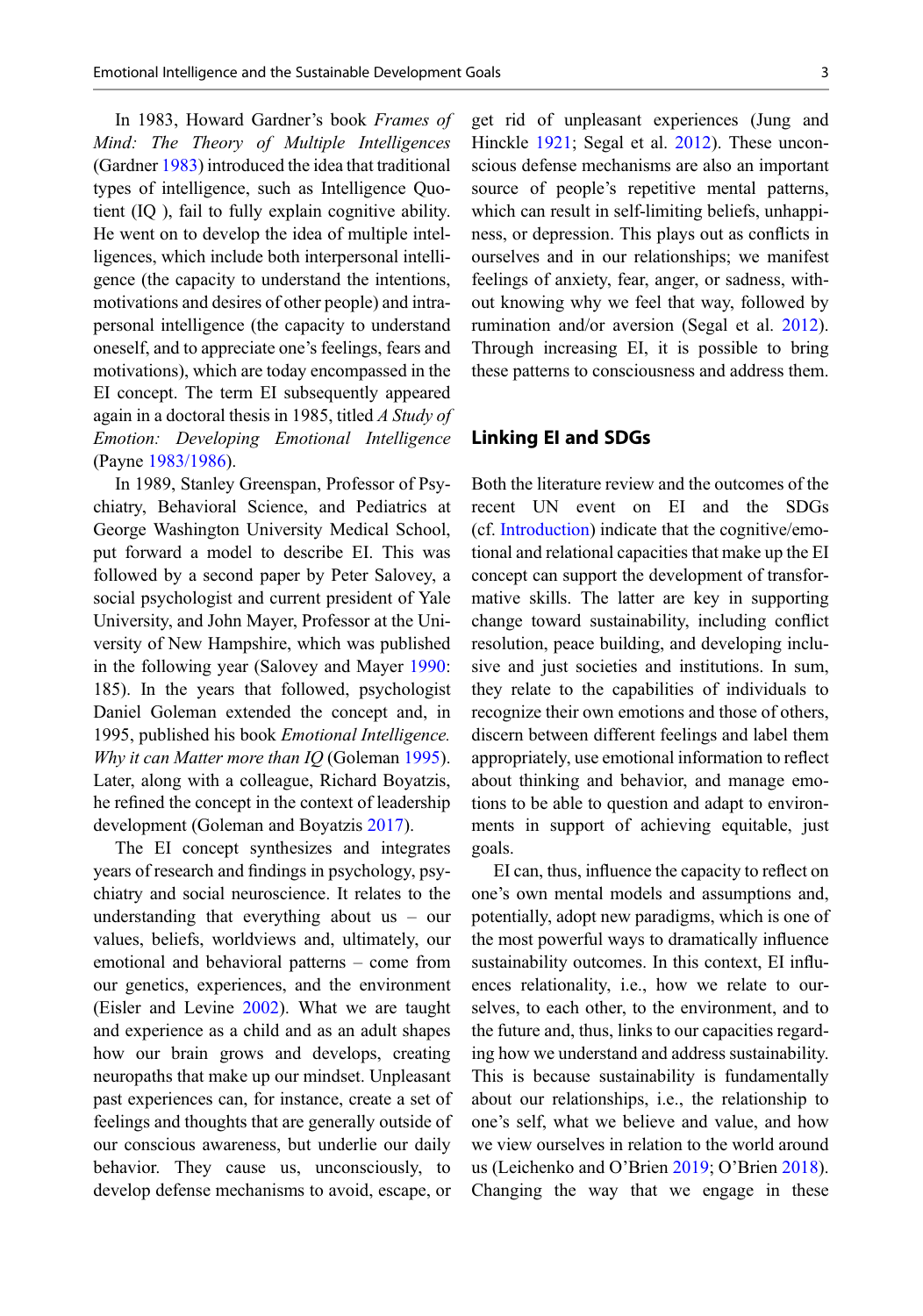In 1983, Howard Gardner's book *Frames of Mind: The Theory of Multiple Intelligences* (Gardner 1983) introduced the idea that traditional types of intelligence, such as Intelligence Quotient (IQ ), fail to fully explain cognitive ability. He went on to develop the idea of multiple intelligences, which include both interpersonal intelligence (the capacity to understand the intentions, motivations and desires of other people) and intrapersonal intelligence (the capacity to understand oneself, and to appreciate one's feelings, fears and motivations), which are today encompassed in the EI concept. The term EI subsequently appeared again in a doctoral thesis in 1985, titled *A Study of Emotion: Developing Emotional Intelligence* (Payne 1983/1986).

In 1989, Stanley Greenspan, Professor of Psychiatry, Behavioral Science, and Pediatrics at George Washington University Medical School, put forward a model to describe EI. This was followed by a second paper by Peter Salovey, a social psychologist and current president of Yale University, and John Mayer, Professor at the University of New Hampshire, which was published in the following year (Salovey and Mayer 1990: 185). In the years that followed, psychologist Daniel Goleman extended the concept and, in 1995, published his book *Emotional Intelligence. Why it can Matter more than IQ* (Goleman 1995). Later, along with a colleague, Richard Boyatzis, he refined the concept in the context of leadership development (Goleman and Boyatzis 2017).

The EI concept synthesizes and integrates years of research and findings in psychology, psychiatry and social neuroscience. It relates to the understanding that everything about us – our values, beliefs, worldviews and, ultimately, our emotional and behavioral patterns – come from our genetics, experiences, and the environment (Eisler and Levine 2002). What we are taught and experience as a child and as an adult shapes how our brain grows and develops, creating neuropaths that make up our mindset. Unpleasant past experiences can, for instance, create a set of feelings and thoughts that are generally outside of our conscious awareness, but underlie our daily behavior. They cause us, unconsciously, to develop defense mechanisms to avoid, escape, or get rid of unpleasant experiences (Jung and Hinckle 1921; Segal et al. 2012). These unconscious defense mechanisms are also an important source of people's repetitive mental patterns, which can result in self-limiting beliefs, unhappiness, or depression. This plays out as conflicts in ourselves and in our relationships; we manifest feelings of anxiety, fear, anger, or sadness, without knowing why we feel that way, followed by rumination and/or aversion (Segal et al. 2012). Through increasing EI, it is possible to bring these patterns to consciousness and address them.

## Linking EI and SDGs

Both the literature review and the outcomes of the recent UN event on EI and the SDGs (cf. Introduction) indicate that the cognitive/emotional and relational capacities that make up the EI concept can support the development of transformative skills. The latter are key in supporting change toward sustainability, including conflict resolution, peace building, and developing inclusive and just societies and institutions. In sum, they relate to the capabilities of individuals to recognize their own emotions and those of others, discern between different feelings and label them appropriately, use emotional information to reflect about thinking and behavior, and manage emotions to be able to question and adapt to environments in support of achieving equitable, just goals.

EI can, thus, influence the capacity to reflect on one's own mental models and assumptions and, potentially, adopt new paradigms, which is one of the most powerful ways to dramatically influence sustainability outcomes. In this context, EI influences relationality, i.e., how we relate to ourselves, to each other, to the environment, and to the future and, thus, links to our capacities regarding how we understand and address sustainability. This is because sustainability is fundamentally about our relationships, i.e., the relationship to one's self, what we believe and value, and how we view ourselves in relation to the world around us (Leichenko and O'Brien 2019; O'Brien 2018). Changing the way that we engage in these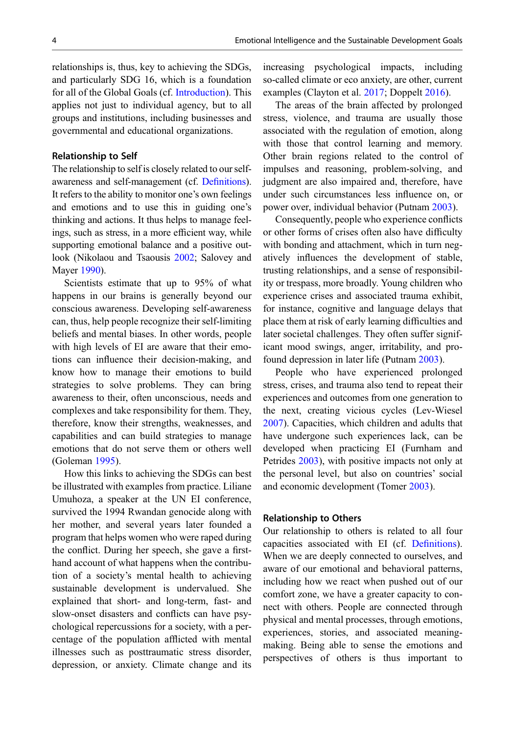relationships is, thus, key to achieving the SDGs, and particularly SDG 16, which is a foundation for all of the Global Goals (cf. Introduction). This applies not just to individual agency, but to all groups and institutions, including businesses and governmental and educational organizations.

### Relationship to Self

The relationship to self is closely related to our self-awareness and self-management (cf. Definitions). It refers to the ability to monitor one's own feelings and emotions and to use this in guiding one's thinking and actions. It thus helps to manage feelings, such as stress, in a more efficient way, while supporting emotional balance and a positive outlook (Nikolaou and Tsaousis 2002; Salovey and Mayer 1990).

Scientists estimate that up to 95% of what happens in our brains is generally beyond our conscious awareness. Developing self-awareness can, thus, help people recognize their self-limiting beliefs and mental biases. In other words, people with high levels of EI are aware that their emotions can influence their decision-making, and know how to manage their emotions to build strategies to solve problems. They can bring awareness to their, often unconscious, needs and complexes and take responsibility for them. They, therefore, know their strengths, weaknesses, and capabilities and can build strategies to manage emotions that do not serve them or others well (Goleman 1995).

How this links to achieving the SDGs can best be illustrated with examples from practice. Liliane Umuhoza, a speaker at the UN EI conference, survived the 1994 Rwandan genocide along with her mother, and several years later founded a program that helps women who were raped during the conflict. During her speech, she gave a first-hand account of what happens when the contribution of a society's mental health to achieving sustainable development is undervalued. She explained that short- and long-term, fast- and slow-onset disasters and conflicts can have psychological repercussions for a society, with a percentage of the population afflicted with mental illnesses such as posttraumatic stress disorder, depression, or anxiety. Climate change and its increasing psychological impacts, including so-called climate or eco anxiety, are other, current examples (Clayton et al. 2017; Doppelt 2016).

The areas of the brain affected by prolonged stress, violence, and trauma are usually those associated with the regulation of emotion, along with those that control learning and memory. Other brain regions related to the control of impulses and reasoning, problem-solving, and judgment are also impaired and, therefore, have under such circumstances less influence on, or power over, individual behavior (Putnam 2003).

Consequently, people who experience conflicts or other forms of crises often also have difficulty with bonding and attachment, which in turn negatively influences the development of stable, trusting relationships, and a sense of responsibility or trespass, more broadly. Young children who experience crises and associated trauma exhibit, for instance, cognitive and language delays that place them at risk of early learning difficulties and later societal challenges. They often suffer significant mood swings, anger, irritability, and profound depression in later life (Putnam 2003).

People who have experienced prolonged stress, crises, and trauma also tend to repeat their experiences and outcomes from one generation to the next, creating vicious cycles (Lev-Wiesel 2007). Capacities, which children and adults that have undergone such experiences lack, can be developed when practicing EI (Furnham and Petrides 2003), with positive impacts not only at the personal level, but also on countries' social and economic development (Tomer 2003).

### Relationship to Others

Our relationship to others is related to all four capacities associated with EI (cf. Definitions). When we are deeply connected to ourselves, and aware of our emotional and behavioral patterns, including how we react when pushed out of our comfort zone, we have a greater capacity to connect with others. People are connected through physical and mental processes, through emotions, experiences, stories, and associated meaning-making. Being able to sense the emotions and perspectives of others is thus important to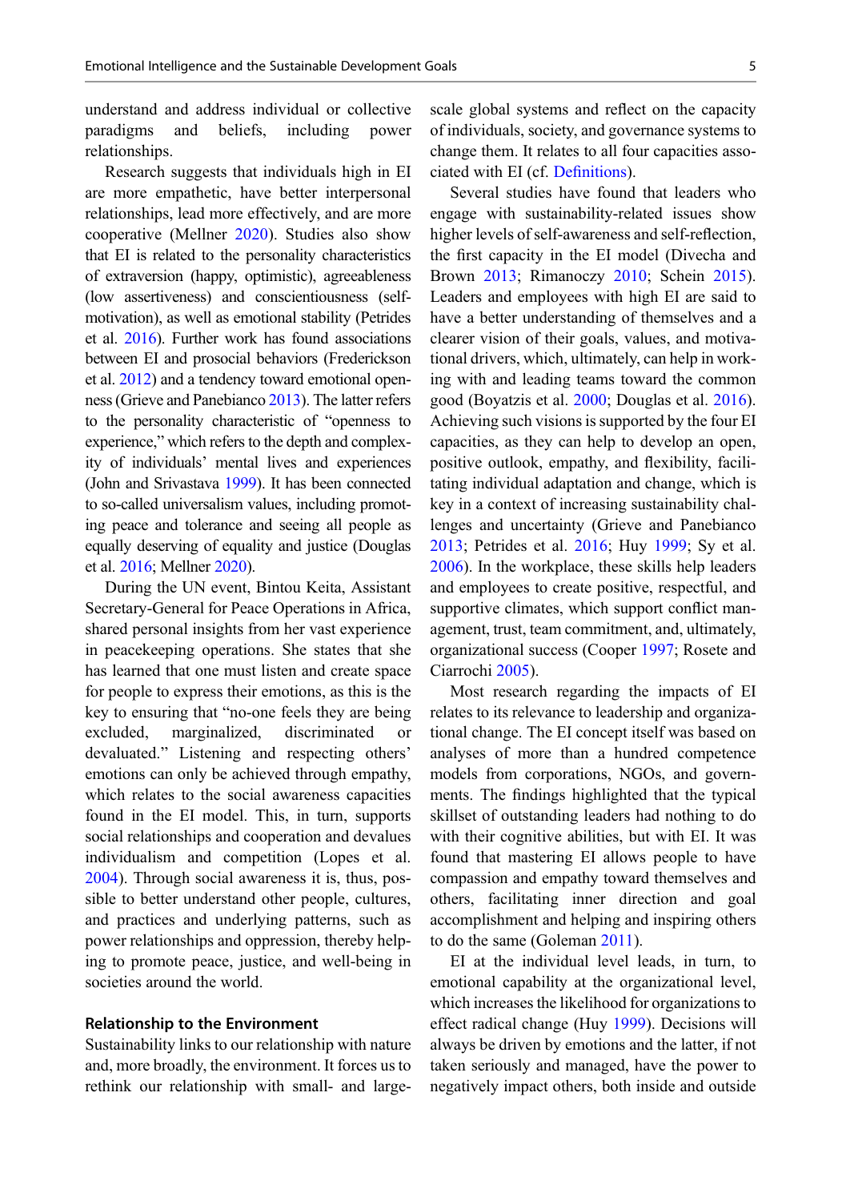understand and address individual or collective paradigms and beliefs, including power relationships.

Research suggests that individuals high in EI are more empathetic, have better interpersonal relationships, lead more effectively, and are more cooperative (Mellner 2020). Studies also show that EI is related to the personality characteristics of extraversion (happy, optimistic), agreeableness (low assertiveness) and conscientiousness (self-motivation), as well as emotional stability (Petrides et al. 2016). Further work has found associations between EI and prosocial behaviors (Fredrickson et al. 2012) and a tendency toward emotional openness (Grieve and Panebianco 2013). The latter refers to the personality characteristic of "openness to experience," which refers to the depth and complexity of individuals' mental lives and experiences (John and Srivastava 1999). It has been connected to so-called universalism values, including promoting peace and tolerance and seeing all people as equally deserving of equality and justice (Douglas et al. 2016; Mellner 2020).

During the UN event, Bintou Keita, Assistant Secretary-General for Peace Operations in Africa, shared personal insights from her vast experience in peacekeeping operations. She states that she has learned that one must listen and create space for people to express their emotions, as this is the key to ensuring that "no-one feels they are being excluded, marginalized, discriminated or devaluated." Listening and respecting others' emotions can only be achieved through empathy, which relates to the social awareness capacities found in the EI model. This, in turn, supports social relationships and cooperation and devalues individualism and competition (Lopes et al. 2004). Through social awareness it is, thus, possible to better understand other people, cultures, and practices and underlying patterns, such as power relationships and oppression, thereby helping to promote peace, justice, and well-being in societies around the world.

### Relationship to the Environment

Sustainability links to our relationship with nature and, more broadly, the environment. It forces us to rethink our relationship with small- and large-scale global systems and reflect on the capacity of individuals, society, and governance systems to change them. It relates to all four capacities associated with EI (cf. Definitions).

Several studies have found that leaders who engage with sustainability-related issues show higher levels of self-awareness and self-reflection, the first capacity in the EI model (Divecha and Brown 2013; Rimanoczy 2010; Schein 2015). Leaders and employees with high EI are said to have a better understanding of themselves and a clearer vision of their goals, values, and motivational drivers, which, ultimately, can help in working with and leading teams toward the common good (Boyatzis et al. 2000; Douglas et al. 2016). Achieving such visions is supported by the four EI capacities, as they can help to develop an open, positive outlook, empathy, and flexibility, facilitating individual adaptation and change, which is key in a context of increasing sustainability challenges and uncertainty (Grieve and Panebianco 2013; Petrides et al. 2016; Huy 1999; Sy et al. 2006). In the workplace, these skills help leaders and employees to create positive, respectful, and supportive climates, which support conflict management, trust, team commitment, and, ultimately, organizational success (Cooper 1997; Rosete and Ciarrochi 2005).

Most research regarding the impacts of EI relates to its relevance to leadership and organizational change. The EI concept itself was based on analyses of more than a hundred competence models from corporations, NGOs, and governments. The findings highlighted that the typical skillset of outstanding leaders had nothing to do with their cognitive abilities, but with EI. It was found that mastering EI allows people to have compassion and empathy toward themselves and others, facilitating inner direction and goal accomplishment and helping and inspiring others to do the same (Goleman 2011).

EI at the individual level leads, in turn, to emotional capability at the organizational level, which increases the likelihood for organizations to effect radical change (Huy 1999). Decisions will always be driven by emotions and the latter, if not taken seriously and managed, have the power to negatively impact others, both inside and outside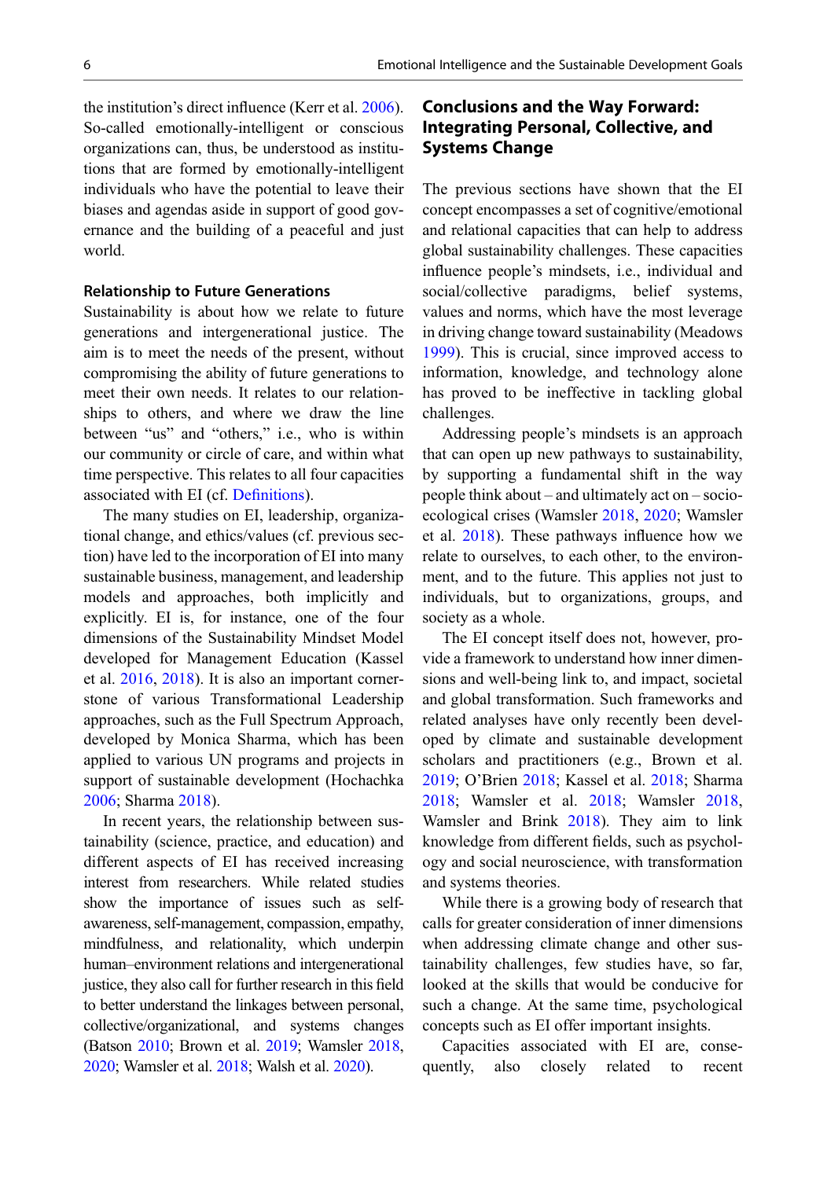the institution's direct influence (Kerr et al. 2006). So-called emotionally-intelligent or conscious organizations can, thus, be understood as institutions that are formed by emotionally-intelligent individuals who have the potential to leave their biases and agendas aside in support of good governance and the building of a peaceful and just world.

### Relationship to Future Generations

Sustainability is about how we relate to future generations and intergenerational justice. The aim is to meet the needs of the present, without compromising the ability of future generations to meet their own needs. It relates to our relationships to others, and where we draw the line between "us" and "others," i.e., who is within our community or circle of care, and within what time perspective. This relates to all four capacities associated with EI (cf. Definitions).

The many studies on EI, leadership, organizational change, and ethics/values (cf. previous section) have led to the incorporation of EI into many sustainable business, management, and leadership models and approaches, both implicitly and explicitly. EI is, for instance, one of the four dimensions of the Sustainability Mindset Model developed for Management Education (Kassel et al. 2016, 2018). It is also an important cornerstone of various Transformational Leadership approaches, such as the Full Spectrum Approach, developed by Monica Sharma, which has been applied to various UN programs and projects in support of sustainable development (Hochachka 2006; Sharma 2018).

In recent years, the relationship between sustainability (science, practice, and education) and different aspects of EI has received increasing interest from researchers. While related studies show the importance of issues such as self-awareness, self-management, compassion, empathy, mindfulness, and relationality, which underpin human–environment relations and intergenerational justice, they also call for further research in this field to better understand the linkages between personal, collective/organizational, and systems changes (Batson 2010; Brown et al. 2019; Wamsler 2018, 2020; Wamsler et al. 2018; Walsh et al. 2020).

## Conclusions and the Way Forward: Integrating Personal, Collective, and Systems Change

The previous sections have shown that the EI concept encompasses a set of cognitive/emotional and relational capacities that can help to address global sustainability challenges. These capacities influence people's mindsets, i.e., individual and social/collective paradigms, belief systems, values and norms, which have the most leverage in driving change toward sustainability (Meadows 1999). This is crucial, since improved access to information, knowledge, and technology alone has proved to be ineffective in tackling global challenges.

Addressing people's mindsets is an approach that can open up new pathways to sustainability, by supporting a fundamental shift in the way people think about – and ultimately act on – socio-ecological crises (Wamsler 2018, 2020; Wamsler et al. 2018). These pathways influence how we relate to ourselves, to each other, to the environment, and to the future. This applies not just to individuals, but to organizations, groups, and society as a whole.

The EI concept itself does not, however, provide a framework to understand how inner dimensions and well-being link to, and impact, societal and global transformation. Such frameworks and related analyses have only recently been developed by climate and sustainable development scholars and practitioners (e.g., Brown et al. 2019; O'Brien 2018; Kassel et al. 2018; Sharma 2018; Wamsler et al. 2018; Wamsler 2018, Wamsler and Brink 2018). They aim to link knowledge from different fields, such as psychology and social neuroscience, with transformation and systems theories.

While there is a growing body of research that calls for greater consideration of inner dimensions when addressing climate change and other sustainability challenges, few studies have, so far, looked at the skills that would be conducive for such a change. At the same time, psychological concepts such as EI offer important insights.

Capacities associated with EI are, consequently, also closely related to recent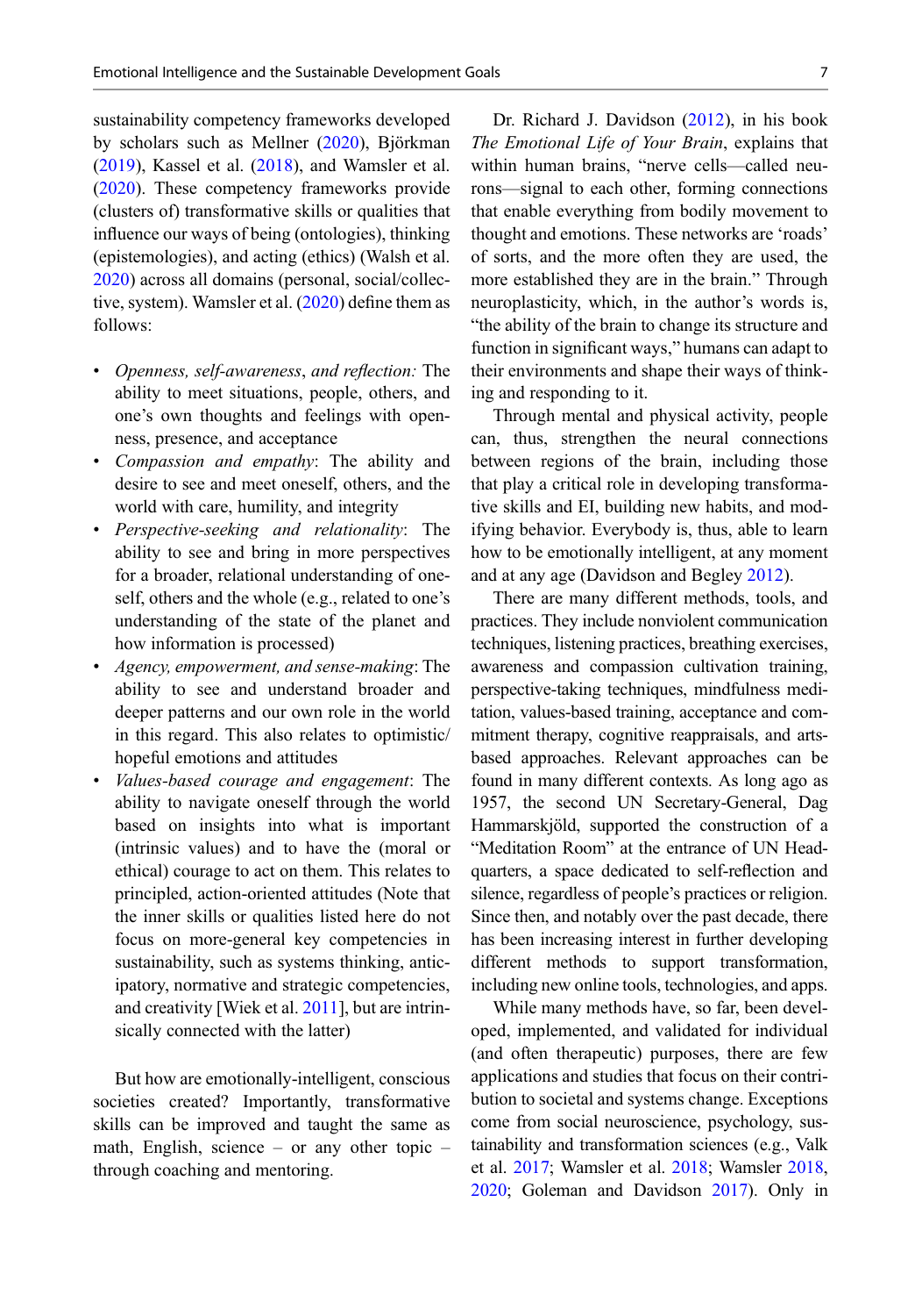sustainability competency frameworks developed by scholars such as Mellner (2020), Björkman (2019), Kassel et al. (2018), and Wamsler et al. (2020). These competency frameworks provide (clusters of) transformative skills or qualities that influence our ways of being (ontologies), thinking (epistemologies), and acting (ethics) (Walsh et al. 2020) across all domains (personal, social/collective, system). Wamsler et al. (2020) define them as follows:

- *Openness, self-awareness, and reflection:* The ability to meet situations, people, others, and one's own thoughts and feelings with openness, presence, and acceptance
- *Compassion and empathy*: The ability and desire to see and meet oneself, others, and the world with care, humility, and integrity
- *Perspective-seeking and relationality*: The ability to see and bring in more perspectives for a broader, relational understanding of oneself, others and the whole (e.g., related to one's understanding of the state of the planet and how information is processed)
- *Agency, empowerment, and sense-making*: The ability to see and understand broader and deeper patterns and our own role in the world in this regard. This also relates to optimistic/hopeful emotions and attitudes
- *Values-based courage and engagement*: The ability to navigate oneself through the world based on insights into what is important (intrinsic values) and to have the (moral or ethical) courage to act on them. This relates to principled, action-oriented attitudes (Note that the inner skills or qualities listed here do not focus on more-general key competencies in sustainability, such as systems thinking, anticipatory, normative and strategic competencies, and creativity [Wiek et al. 2011], but are intrinsically connected with the latter)

But how are emotionally-intelligent, conscious societies created? Importantly, transformative skills can be improved and taught the same as math, English, science – or any other topic – through coaching and mentoring.

Dr. Richard J. Davidson (2012), in his book *The Emotional Life of Your Brain*, explains that within human brains, "nerve cells—called neurons—signal to each other, forming connections that enable everything from bodily movement to thought and emotions. These networks are 'roads' of sorts, and the more often they are used, the more established they are in the brain." Through neuroplasticity, which, in the author's words is, "the ability of the brain to change its structure and function in significant ways," humans can adapt to their environments and shape their ways of thinking and responding to it.

Through mental and physical activity, people can, thus, strengthen the neural connections between regions of the brain, including those that play a critical role in developing transformative skills and EI, building new habits, and modifying behavior. Everybody is, thus, able to learn how to be emotionally intelligent, at any moment and at any age (Davidson and Begley 2012).

There are many different methods, tools, and practices. They include nonviolent communication techniques, listening practices, breathing exercises, awareness and compassion cultivation training, perspective-taking techniques, mindfulness meditation, values-based training, acceptance and commitment therapy, cognitive reappraisals, and arts-based approaches. Relevant approaches can be found in many different contexts. As long ago as 1957, the second UN Secretary-General, Dag Hammarskjöld, supported the construction of a "Meditation Room" at the entrance of UN Headquarters, a space dedicated to self-reflection and silence, regardless of people's practices or religion. Since then, and notably over the past decade, there has been increasing interest in further developing different methods to support transformation, including new online tools, technologies, and apps.

While many methods have, so far, been developed, implemented, and validated for individual (and often therapeutic) purposes, there are few applications and studies that focus on their contribution to societal and systems change. Exceptions come from social neuroscience, psychology, sustainability and transformation sciences (e.g., Valk et al. 2017; Wamsler et al. 2018; Wamsler 2018, 2020; Goleman and Davidson 2017). Only in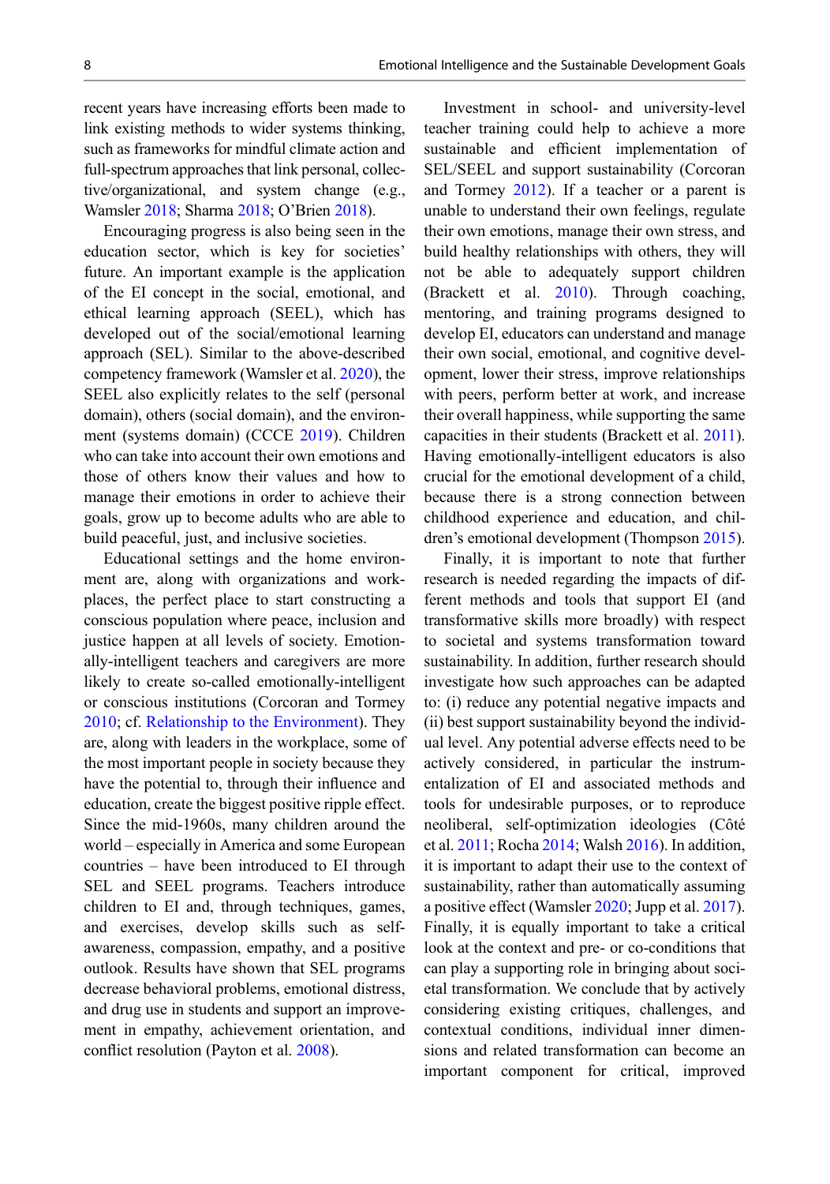recent years have increasing efforts been made to link existing methods to wider systems thinking, such as frameworks for mindful climate action and full-spectrum approaches that link personal, collective/organizational, and system change (e.g., Wamsler 2018; Sharma 2018; O'Brien 2018).

Encouraging progress is also being seen in the education sector, which is key for societies' future. An important example is the application of the EI concept in the social, emotional, and ethical learning approach (SEEL), which has developed out of the social/emotional learning approach (SEL). Similar to the above-described competency framework (Wamsler et al. 2020), the SEEL also explicitly relates to the self (personal domain), others (social domain), and the environment (systems domain) (CCCE 2019). Children who can take into account their own emotions and those of others know their values and how to manage their emotions in order to achieve their goals, grow up to become adults who are able to build peaceful, just, and inclusive societies.

Educational settings and the home environment are, along with organizations and workplaces, the perfect place to start constructing a conscious population where peace, inclusion and justice happen at all levels of society. Emotionally-intelligent teachers and caregivers are more likely to create so-called emotionally-intelligent or conscious institutions (Corcoran and Tormey 2010; cf. Relationship to the Environment). They are, along with leaders in the workplace, some of the most important people in society because they have the potential to, through their influence and education, create the biggest positive ripple effect. Since the mid-1960s, many children around the world – especially in America and some European countries – have been introduced to EI through SEL and SEEL programs. Teachers introduce children to EI and, through techniques, games, and exercises, develop skills such as self-awareness, compassion, empathy, and a positive outlook. Results have shown that SEL programs decrease behavioral problems, emotional distress, and drug use in students and support an improvement in empathy, achievement orientation, and conflict resolution (Payton et al. 2008).

Investment in school- and university-level teacher training could help to achieve a more sustainable and efficient implementation of SEL/SEEL and support sustainability (Corcoran and Tormey 2012). If a teacher or a parent is unable to understand their own feelings, regulate their own emotions, manage their own stress, and build healthy relationships with others, they will not be able to adequately support children (Brackett et al. 2010). Through coaching, mentoring, and training programs designed to develop EI, educators can understand and manage their own social, emotional, and cognitive development, lower their stress, improve relationships with peers, perform better at work, and increase their overall happiness, while supporting the same capacities in their students (Brackett et al. 2011). Having emotionally-intelligent educators is also crucial for the emotional development of a child, because there is a strong connection between childhood experience and education, and children's emotional development (Thompson 2015).

Finally, it is important to note that further research is needed regarding the impacts of different methods and tools that support EI (and transformative skills more broadly) with respect to societal and systems transformation toward sustainability. In addition, further research should investigate how such approaches can be adapted to: (i) reduce any potential negative impacts and (ii) best support sustainability beyond the individual level. Any potential adverse effects need to be actively considered, in particular the instrumentalization of EI and associated methods and tools for undesirable purposes, or to reproduce neoliberal, self-optimization ideologies (Côté et al. 2011; Rocha 2014; Walsh 2016). In addition, it is important to adapt their use to the context of sustainability, rather than automatically assuming a positive effect (Wamsler 2020; Jupp et al. 2017). Finally, it is equally important to take a critical look at the context and pre- or co-conditions that can play a supporting role in bringing about societal transformation. We conclude that by actively considering existing critiques, challenges, and contextual conditions, individual inner dimensions and related transformation can become an important component for critical, improved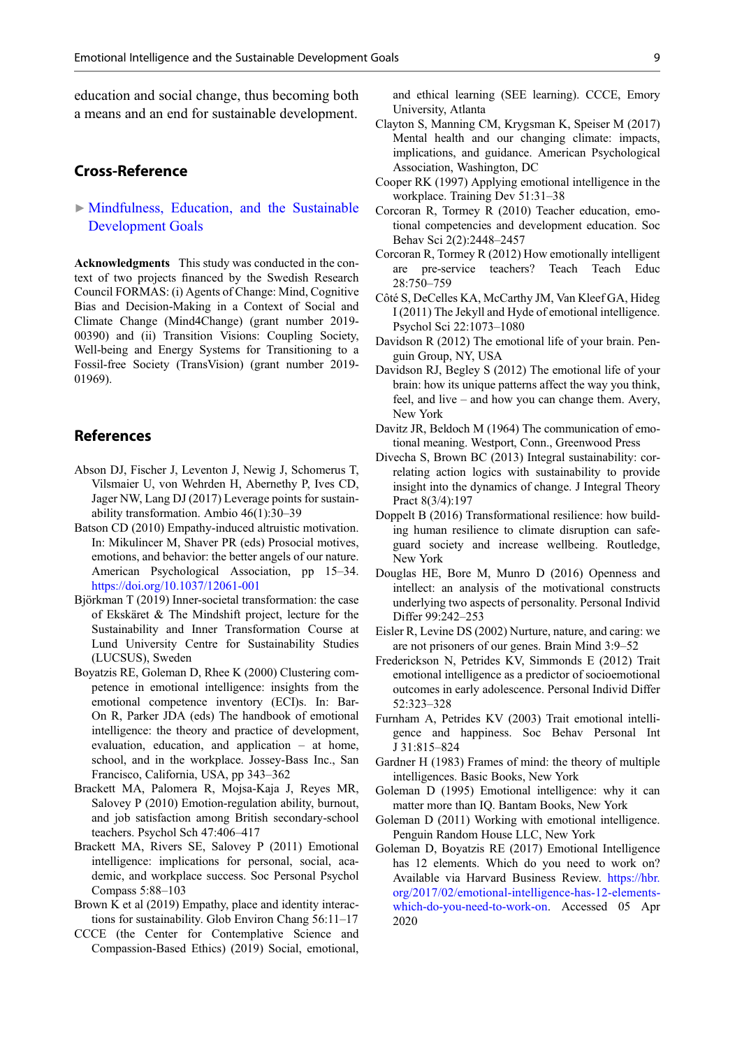education and social change, thus becoming both a means and an end for sustainable development.

## Cross-Reference

► Mindfulness, Education, and the Sustainable Development Goals

**Acknowledgments** This study was conducted in the context of two projects financed by the Swedish Research Council FORMAS: (i) Agents of Change: Mind, Cognitive Bias and Decision-Making in a Context of Social and Climate Change (Mind4Change) (grant number 2019-00390) and (ii) Transition Visions: Coupling Society, Well-being and Energy Systems for Transitioning to a Fossil-free Society (TransVision) (grant number 2019-01969).

## References

Abson DJ, Fischer J, Leventon J, Newig J, Schomerus T, Vilsmaier U, von Wehrden H, Abernethy P, Ives CD, Jager NW, Lang DJ (2017) Leverage points for sustainability transformation. Ambio 46(1):30–39

Batson CD (2010) Empathy-induced altruistic motivation. In: Mikulincer M, Shaver PR (eds) Prosocial motives, emotions, and behavior: the better angels of our nature. American Psychological Association, pp 15–34. https://doi.org/10.1037/12061-001

Björkman T (2019) Inner-societal transformation: the case of Ekskäret & The Mindshift project, lecture for the Sustainability and Inner Transformation Course at Lund University Centre for Sustainability Studies (LUCSUS), Sweden

Boyatzis RE, Goleman D, Rhee K (2000) Clustering competence in emotional intelligence: insights from the emotional competence inventory (ECI)s. In: Bar-On R, Parker JDA (eds) The handbook of emotional intelligence: the theory and practice of development, evaluation, education, and application – at home, school, and in the workplace. Jossey-Bass Inc., San Francisco, California, USA, pp 343–362

Brackett MA, Palomera R, Mojsa-Kaja J, Reyes MR, Salovey P (2010) Emotion-regulation ability, burnout, and job satisfaction among British secondary-school teachers. Psychol Sch 47:406–417

Brackett MA, Rivers SE, Salovey P (2011) Emotional intelligence: implications for personal, social, academic, and workplace success. Soc Personal Psychol Compass 5:88–103

Brown K et al (2019) Empathy, place and identity interactions for sustainability. Glob Environ Chang 56:11–17

CCCE (the Center for Contemplative Science and Compassion-Based Ethics) (2019) Social, emotional, and ethical learning (SEE learning). CCCE, Emory University, Atlanta

Clayton S, Manning CM, Krygsman K, Speiser M (2017) Mental health and our changing climate: impacts, implications, and guidance. American Psychological Association, Washington, DC

Cooper RK (1997) Applying emotional intelligence in the workplace. Training Dev 51:31–38

Corcoran R, Tormey R (2010) Teacher education, emotional competencies and development education. Soc Behav Sci 2(2):2448–2457

Corcoran R, Tormey R (2012) How emotionally intelligent are pre-service teachers? Teach Teach Educ 28:750–759

Côté S, DeCelles KA, McCarthy JM, Van Kleef GA, Hideg I (2011) The Jekyll and Hyde of emotional intelligence. Psychol Sci 22:1073–1080

Davidson R (2012) The emotional life of your brain. Penguin Group, NY, USA

Davidson RJ, Begley S (2012) The emotional life of your brain: how its unique patterns affect the way you think, feel, and live – and how you can change them. Avery, New York

Davitz JR, Beldoch M (1964) The communication of emotional meaning. Westport, Conn., Greenwood Press

Divecha S, Brown BC (2013) Integral sustainability: correlating action logics with sustainability to provide insight into the dynamics of change. J Integral Theory Pract 8(3/4):197

Doppelt B (2016) Transformational resilience: how building human resilience to climate disruption can safeguard society and increase wellbeing. Routledge, New York

Douglas HE, Bore M, Munro D (2016) Openness and intellect: an analysis of the motivational constructs underlying two aspects of personality. Personal Individ Differ 99:242–253

Eisler R, Levine DS (2002) Nurture, nature, and caring: we are not prisoners of our genes. Brain Mind 3:9–52

Frederickson N, Petrides KV, Simmonds E (2012) Trait emotional intelligence as a predictor of socioemotional outcomes in early adolescence. Personal Individ Differ 52:323–328

Furnham A, Petrides KV (2003) Trait emotional intelligence and happiness. Soc Behav Personal Int J 31:815–824

Gardner H (1983) Frames of mind: the theory of multiple intelligences. Basic Books, New York

Goleman D (1995) Emotional intelligence: why it can matter more than IQ. Bantam Books, New York

Goleman D (2011) Working with emotional intelligence. Penguin Random House LLC, New York

Goleman D, Boyatzis RE (2017) Emotional Intelligence has 12 elements. Which do you need to work on? Available via Harvard Business Review. https://hbr.org/2017/02/emotional-intelligence-has-12-elements-which-do-you-need-to-work-on. Accessed 05 Apr 2020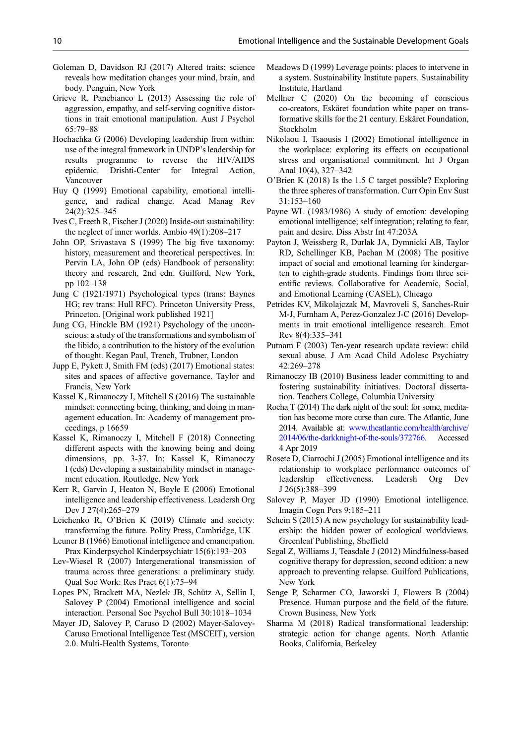Goleman D, Davidson RJ (2017) Altered traits: science reveals how meditation changes your mind, brain, and body. Penguin, New York

Grieve R, Panebianco L (2013) Assessing the role of aggression, empathy, and self-serving cognitive distortions in trait emotional manipulation. Aust J Psychol 65:79–88

Hochachka G (2006) Developing leadership from within: use of the integral framework in UNDP's leadership for results programme to reverse the HIV/AIDS epidemic. Drishti-Center for Integral Action, Vancouver

Huy Q (1999) Emotional capability, emotional intelligence, and radical change. Acad Manag Rev 24(2):325–345

Ives C, Freeth R, Fischer J (2020) Inside-out sustainability: the neglect of inner worlds. Ambio 49(1):208–217

John OP, Srivastava S (1999) The big five taxonomy: history, measurement and theoretical perspectives. In: Pervin LA, John OP (eds) Handbook of personality: theory and research, 2nd edn. Guilford, New York, pp 102–138

Jung C (1921/1971) Psychological types (trans: Baynes HG; rev trans: Hull RFC). Princeton University Press, Princeton. [Original work published 1921]

Jung CG, Hinckle BM (1921) Psychology of the unconscious: a study of the transformations and symbolism of the libido, a contribution to the history of the evolution of thought. Kegan Paul, Trench, Trubner, London

Jupp E, Pykett J, Smith FM (eds) (2017) Emotional states: sites and spaces of affective governance. Taylor and Francis, New York

Kassel K, Rimanoczy I, Mitchell S (2016) The sustainable mindset: connecting being, thinking, and doing in management education. In: Academy of management proceedings, p 16659

Kassel K, Rimanoczy I, Mitchell F (2018) Connecting different aspects with the knowing being and doing dimensions, pp. 3-37. In: Kassel K, Rimanoczy I (eds) Developing a sustainability mindset in management education. Routledge, New York

Kerr R, Garvin J, Heaton N, Boyle E (2006) Emotional intelligence and leadership effectiveness. Leadersh Org Dev J 27(4):265–279

Leichenko R, O'Brien K (2019) Climate and society: transforming the future. Polity Press, Cambridge, UK

Leuner B (1966) Emotional intelligence and emancipation. Prax Kinderpsychol Kinderpsychiatr 15(6):193–203

Lev-Wiesel R (2007) Intergenerational transmission of trauma across three generations: a preliminary study. Qual Soc Work: Res Pract 6(1):75–94

Lopes PN, Brackett MA, Nezlek JB, Schütz A, Sellin I, Salovey P (2004) Emotional intelligence and social interaction. Personal Soc Psychol Bull 30:1018–1034

Mayer JD, Salovey P, Caruso D (2002) Mayer-Salovey-Caruso Emotional Intelligence Test (MSCEIT), version 2.0. Multi-Health Systems, Toronto

Meadows D (1999) Leverage points: places to intervene in a system. Sustainability Institute papers. Sustainability Institute, Hartland

Mellner C (2020) On the becoming of conscious co-creators, Eskäret foundation white paper on transformative skills for the 21 century. Eskäret Foundation, Stockholm

Nikolaou I, Tsaousis I (2002) Emotional intelligence in the workplace: exploring its effects on occupational stress and organisational commitment. Int J Organ Anal 10(4), 327–342

O'Brien K (2018) Is the 1.5 C target possible? Exploring the three spheres of transformation. Curr Opin Env Sust 31:153–160

Payne WL (1983/1986) A study of emotion: developing emotional intelligence; self integration; relating to fear, pain and desire. Diss Abstr Int 47:203A

Payton J, Weissberg R, Durlak JA, Dymnicki AB, Taylor RD, Schellinger KB, Pachan M (2008) The positive impact of social and emotional learning for kindergarten to eighth-grade students. Findings from three scientific reviews. Collaborative for Academic, Social, and Emotional Learning (CASEL), Chicago

Petrides KV, Mikolajczak M, Mavroveli S, Sanches-Ruir M-J, Furnham A, Perez-Gonzalez J-C (2016) Developments in trait emotional intelligence research. Emot Rev 8(4):335–341

Putnam F (2003) Ten-year research update review: child sexual abuse. J Am Acad Child Adolesc Psychiatry 42:269–278

Rimanoczy IB (2010) Business leader committing to and fostering sustainability initiatives. Doctoral dissertation. Teachers College, Columbia University

Rocha T (2014) The dark night of the soul: for some, meditation has become more curse than cure. The Atlantic, June 2014. Available at: www.theatlantic.com/health/archive/2014/06/the-darkknight-of-the-souls/372766. Accessed 4 Apr 2019

Rosete D, Ciarrochi J (2005) Emotional intelligence and its relationship to workplace performance outcomes of leadership effectiveness. Leadersh Org Dev J 26(5):388–399

Salovey P, Mayer JD (1990) Emotional intelligence. Imagin Cogn Pers 9:185–211

Schein S (2015) A new psychology for sustainability leadership: the hidden power of ecological worldviews. Greenleaf Publishing, Sheffield

Segal Z, Williams J, Teasdale J (2012) Mindfulness-based cognitive therapy for depression, second edition: a new approach to preventing relapse. Guilford Publications, New York

Senge P, Scharmer CO, Jaworski J, Flowers B (2004) Presence. Human purpose and the field of the future. Crown Business, New York

Sharma M (2018) Radical transformational leadership: strategic action for change agents. North Atlantic Books, California, Berkeley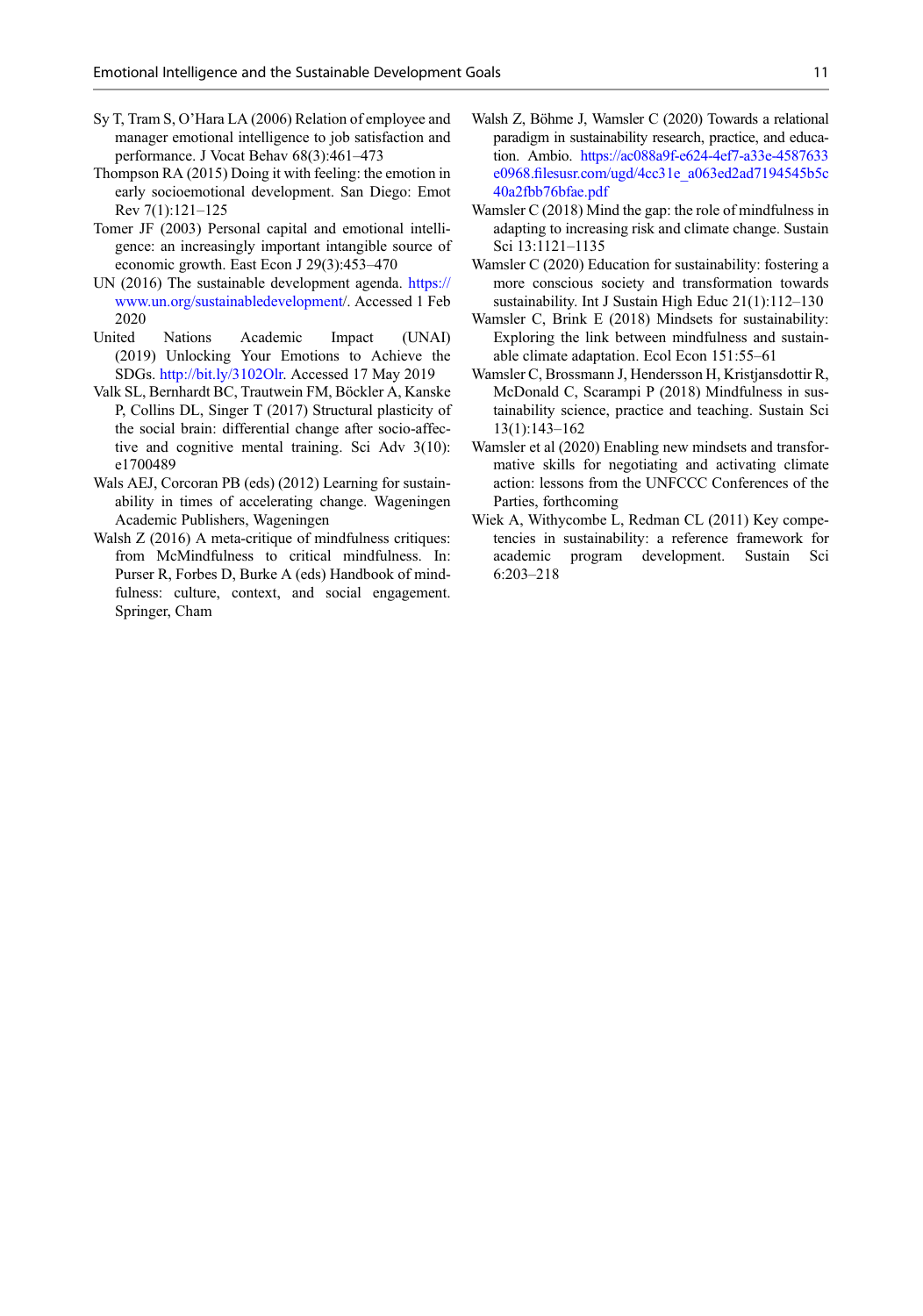Sy T, Tram S, O'Hara LA (2006) Relation of employee and manager emotional intelligence to job satisfaction and performance. J Vocat Behav 68(3):461–473

Thompson RA (2015) Doing it with feeling: the emotion in early socioemotional development. San Diego: Emot Rev 7(1):121–125

Tomer JF (2003) Personal capital and emotional intelligence: an increasingly important intangible source of economic growth. East Econ J 29(3):453–470

UN (2016) The sustainable development agenda. https://www.un.org/sustainabledevelopment/. Accessed 1 Feb 2020

United Nations Academic Impact (UNAI) (2019) Unlocking Your Emotions to Achieve the SDGs. http://bit.ly/3102Olr. Accessed 17 May 2019

Valk SL, Bernhardt BC, Trautwein FM, Böckler A, Kanske P, Collins DL, Singer T (2017) Structural plasticity of the social brain: differential change after socio-affective and cognitive mental training. Sci Adv 3(10): e1700489

Wals AEJ, Corcoran PB (eds) (2012) Learning for sustainability in times of accelerating change. Wageningen Academic Publishers, Wageningen

Walsh Z (2016) A meta-critique of mindfulness critiques: from McMindfulness to critical mindfulness. In: Purser R, Forbes D, Burke A (eds) Handbook of mindfulness: culture, context, and social engagement. Springer, Cham

Walsh Z, Böhme J, Wamsler C (2020) Towards a relational paradigm in sustainability research, practice, and education. Ambio. https://ac088a9f-e624-4ef7-a33e-4587633e0968.filesusr.com/ugd/4cc31e_a063ed2ad7194545b5c40a2fbb76bfae.pdf

Wamsler C (2018) Mind the gap: the role of mindfulness in adapting to increasing risk and climate change. Sustain Sci 13:1121–1135

Wamsler C (2020) Education for sustainability: fostering a more conscious society and transformation towards sustainability. Int J Sustain High Educ 21(1):112–130

Wamsler C, Brink E (2018) Mindsets for sustainability: Exploring the link between mindfulness and sustainable climate adaptation. Ecol Econ 151:55–61

Wamsler C, Brossmann J, Hendersson H, Kristjansdottir R, McDonald C, Scarampi P (2018) Mindfulness in sustainability science, practice and teaching. Sustain Sci 13(1):143–162

Wamsler et al (2020) Enabling new mindsets and transformative skills for negotiating and activating climate action: lessons from the UNFCCC Conferences of the Parties, forthcoming

Wiek A, Withycombe L, Redman CL (2011) Key competencies in sustainability: a reference framework for academic program development. Sustain Sci 6:203–218